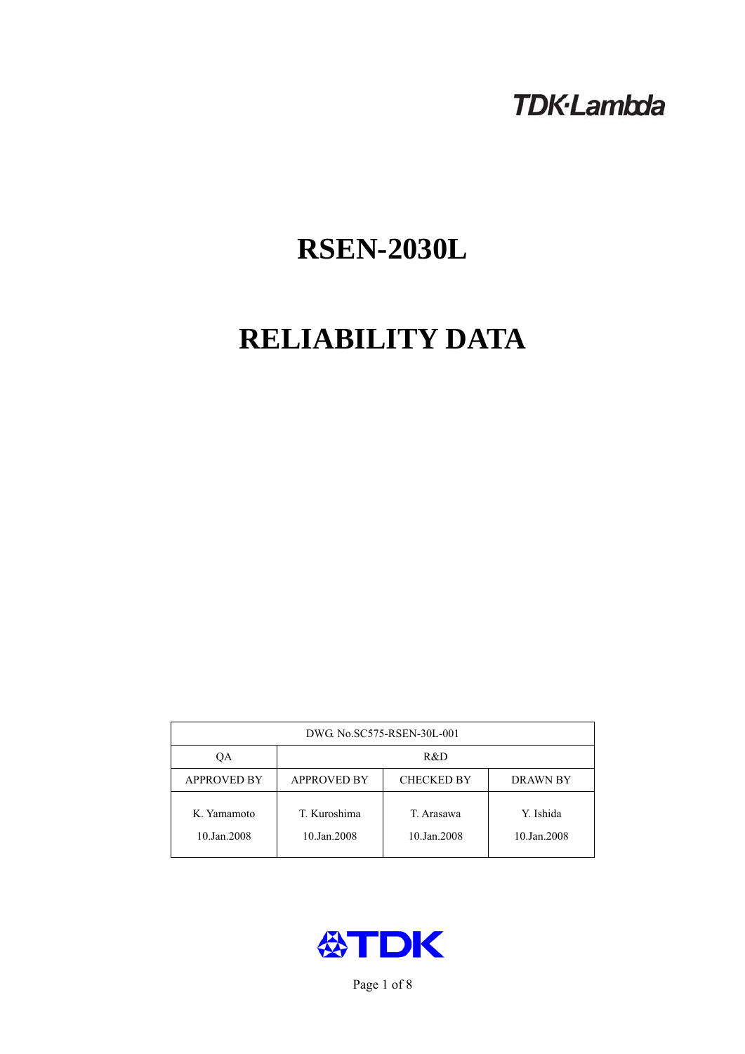TDK·Lambda

# RSEN-2030L

# RELIABILITY DATA

| DWG. No.SC575-RSEN-30L-001 | | | |
|---|---|---|---|
| QA | R&D | | |
| APPROVED BY | APPROVED BY | CHECKED BY | DRAWN BY |
| K. Yamamoto<br>10.Jan.2008 | T. Kuroshima<br>10.Jan.2008 | T. Arasawa<br>10.Jan.2008 | Y. Ishida<br>10.Jan.2008 |

TDK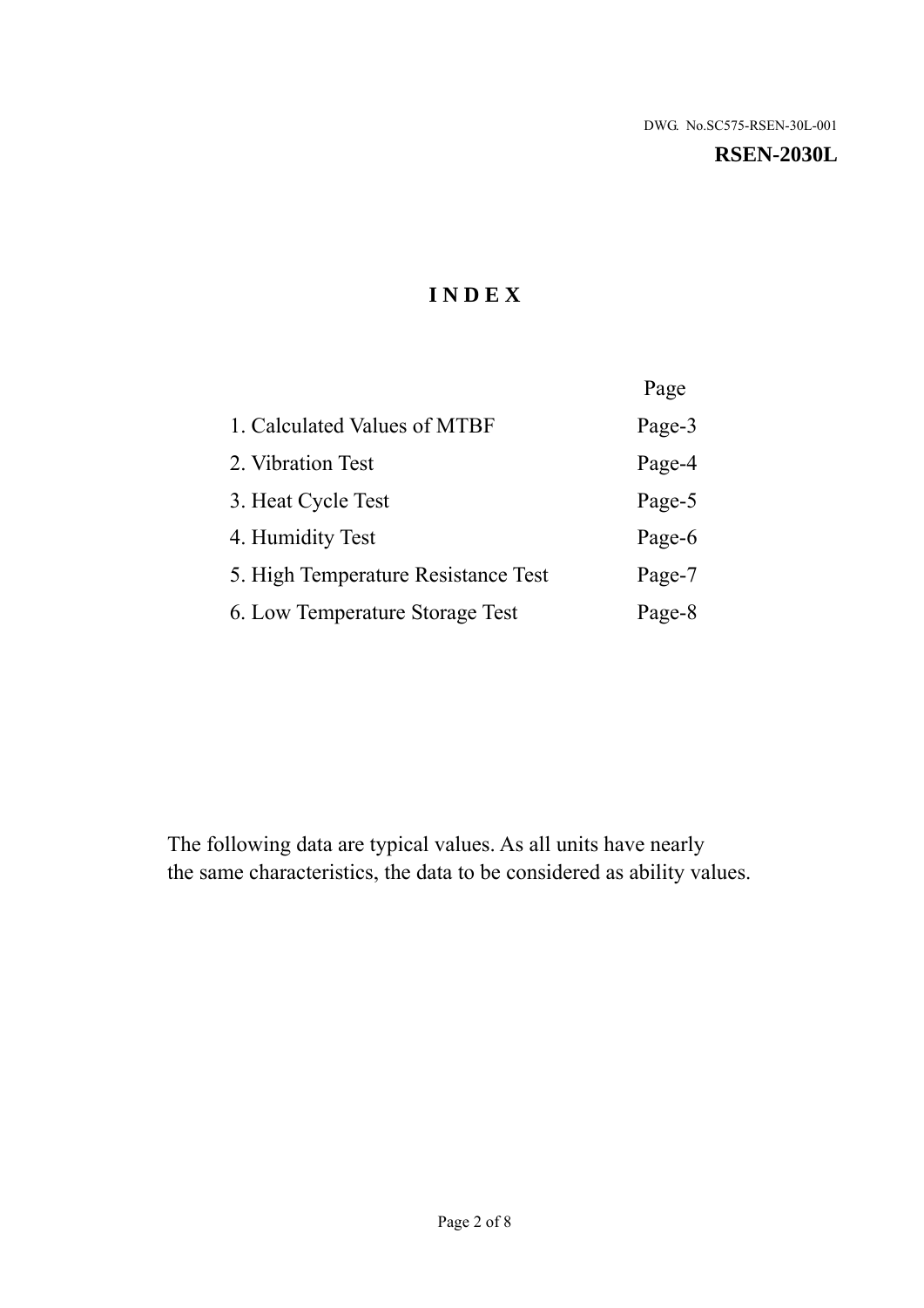DWG. No.SC575-RSEN-30L-001

**RSEN-2030L**

# INDEX

| | Page |
|---|---|
| 1. Calculated Values of MTBF | Page-3 |
| 2. Vibration Test | Page-4 |
| 3. Heat Cycle Test | Page-5 |
| 4. Humidity Test | Page-6 |
| 5. High Temperature Resistance Test | Page-7 |
| 6. Low Temperature Storage Test | Page-8 |

The following data are typical values. As all units have nearly the same characteristics, the data to be considered as ability values.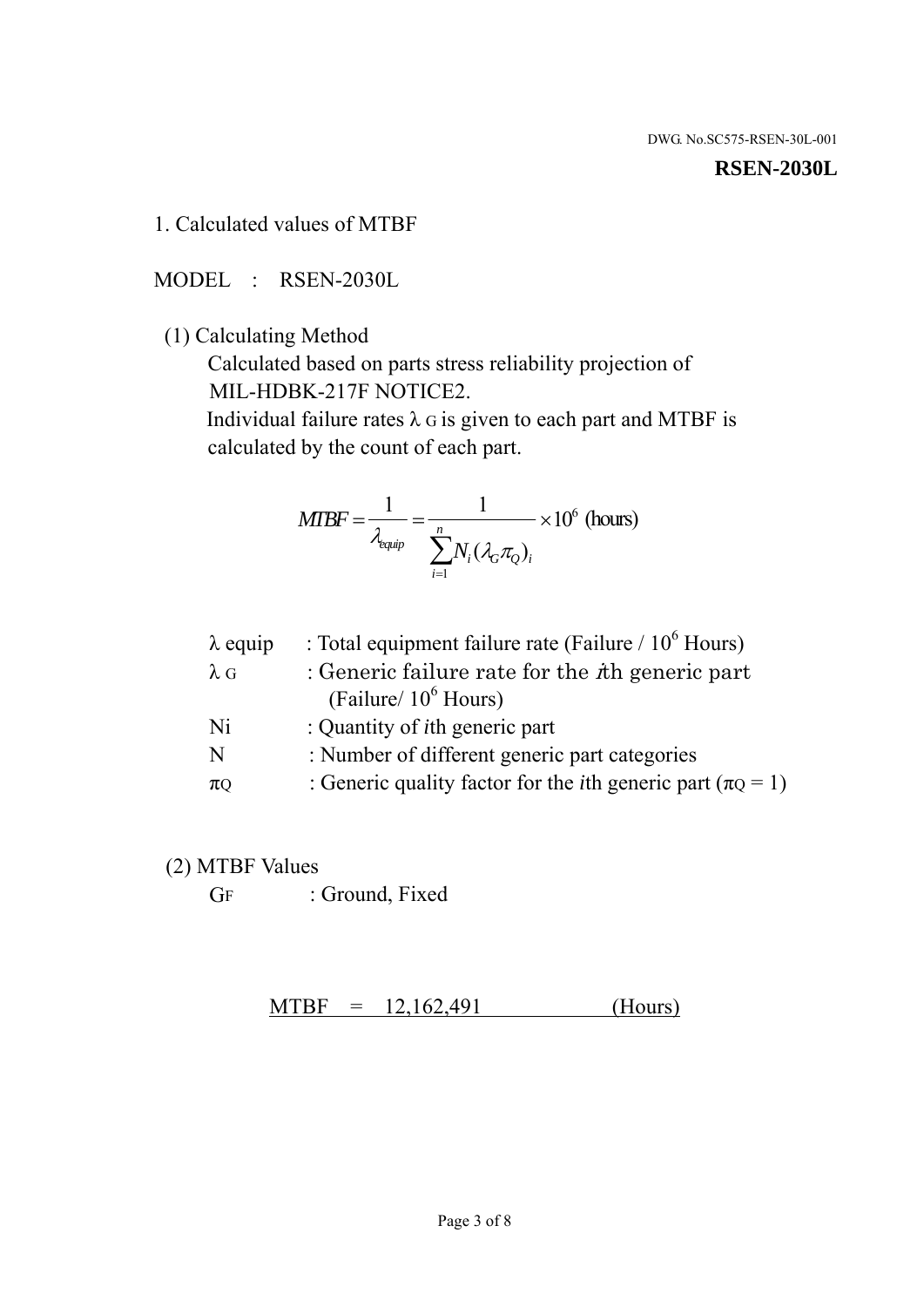DWG. No.SC575-RSEN-30L-001

**RSEN-2030L**

## 1. Calculated values of MTBF

MODEL : RSEN-2030L

(1) Calculating Method

Calculated based on parts stress reliability projection of MIL-HDBK-217F NOTICE2.

Individual failure rates $\lambda_G$ is given to each part and MTBF is calculated by the count of each part.

$$MTBF = \frac{1}{\lambda_{equip}} = \frac{1}{\sum_{i=1}^{n} N_i (\lambda_G \pi_Q)_i} \times 10^6 \text{ (hours)}$$

| | |
|---|---|
| $\lambda$ equip | : Total equipment failure rate (Failure / $10^6$ Hours) |
| $\lambda_G$ | : Generic failure rate for the $i$th generic part (Failure/ $10^6$ Hours) |
| Ni | : Quantity of $i$th generic part |
| N | : Number of different generic part categories |
| $\pi_Q$ | : Generic quality factor for the $i$th generic part ($\pi_Q = 1$) |

(2) MTBF Values

$G_F$ : Ground, Fixed

MTBF = 12,162,491 (Hours)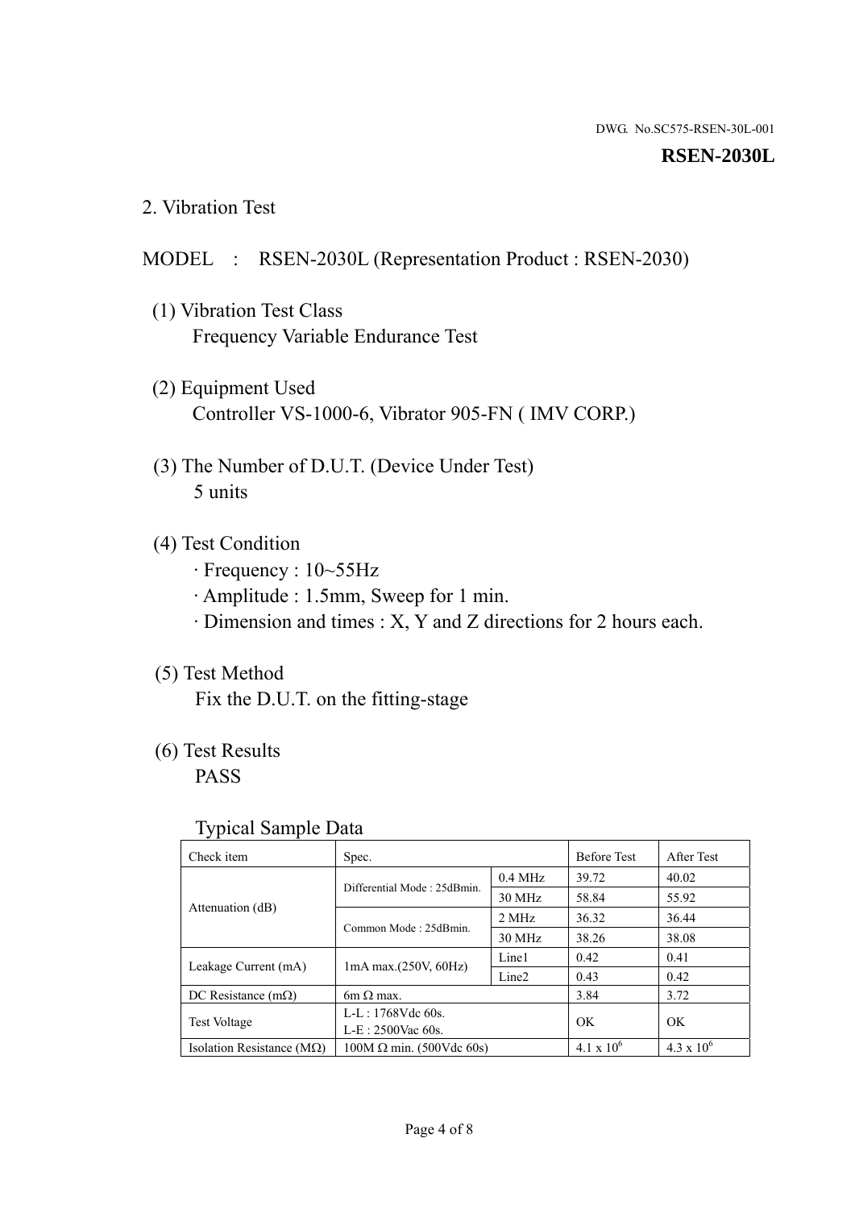DWG. No.SC575-RSEN-30L-001

**RSEN-2030L**

## 2. Vibration Test

MODEL : RSEN-2030L (Representation Product : RSEN-2030)

(1) Vibration Test Class
Frequency Variable Endurance Test

(2) Equipment Used
Controller VS-1000-6, Vibrator 905-FN ( IMV CORP.)

(3) The Number of D.U.T. (Device Under Test)
5 units

(4) Test Condition
· Frequency : 10~55Hz
· Amplitude : 1.5mm, Sweep for 1 min.
· Dimension and times : X, Y and Z directions for 2 hours each.

(5) Test Method
Fix the D.U.T. on the fitting-stage

(6) Test Results
PASS

Typical Sample Data

| Check item | Spec. | | Before Test | After Test |
|---|---|---|---|---|
| Attenuation (dB) | Differential Mode : 25dBmin. | 0.4 MHz | 39.72 | 40.02 |
| | | 30 MHz | 58.84 | 55.92 |
| | Common Mode : 25dBmin. | 2 MHz | 36.32 | 36.44 |
| | | 30 MHz | 38.26 | 38.08 |
| Leakage Current (mA) | 1mA max.(250V, 60Hz) | Line1 | 0.42 | 0.41 |
| | | Line2 | 0.43 | 0.42 |
| DC Resistance (mΩ) | 6m Ω max. | | 3.84 | 3.72 |
| Test Voltage | L-L : 1768Vdc 60s.<br>L-E : 2500Vac 60s. | | OK | OK |
| Isolation Resistance (MΩ) | 100M Ω min. (500Vdc 60s) | | $4.1 \times 10^6$ | $4.3 \times 10^6$ |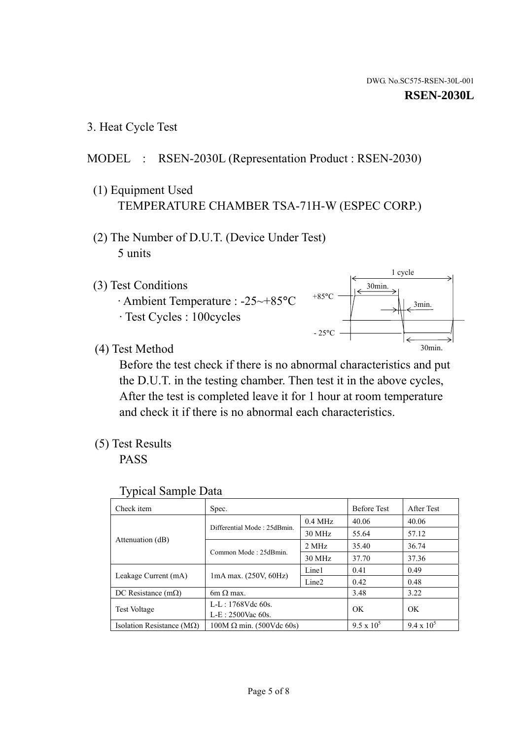DWG. No.SC575-RSEN-30L-001

**RSEN-2030L**

## 3. Heat Cycle Test

MODEL : RSEN-2030L (Representation Product : RSEN-2030)

(1) Equipment Used

TEMPERATURE CHAMBER TSA-71H-W (ESPEC CORP.)

(2) The Number of D.U.T. (Device Under Test)

5 units

(3) Test Conditions

· Ambient Temperature : -25~+85°C

· Test Cycles : 100cycles

1 cycle
30min.
+85°C
3min.
- 25°C
30min.

(4) Test Method

Before the test check if there is no abnormal characteristics and put the D.U.T. in the testing chamber. Then test it in the above cycles, After the test is completed leave it for 1 hour at room temperature and check it if there is no abnormal each characteristics.

(5) Test Results

PASS

Typical Sample Data

| Check item | Spec. | | Before Test | After Test |
|---|---|---|---|---|
| Attenuation (dB) | Differential Mode : 25dBmin. | 0.4 MHz | 40.06 | 40.06 |
| | | 30 MHz | 55.64 | 57.12 |
| | Common Mode : 25dBmin. | 2 MHz | 35.40 | 36.74 |
| | | 30 MHz | 37.70 | 37.36 |
| Leakage Current (mA) | 1mA max. (250V, 60Hz) | Line1 | 0.41 | 0.49 |
| | | Line2 | 0.42 | 0.48 |
| DC Resistance (mΩ) | 6m Ω max. | | 3.48 | 3.22 |
| Test Voltage | L-L : 1768Vdc 60s. L-E : 2500Vac 60s. | | OK | OK |
| Isolation Resistance (MΩ) | 100M Ω min. (500Vdc 60s) | | $9.5 \times 10^5$ | $9.4 \times 10^5$ |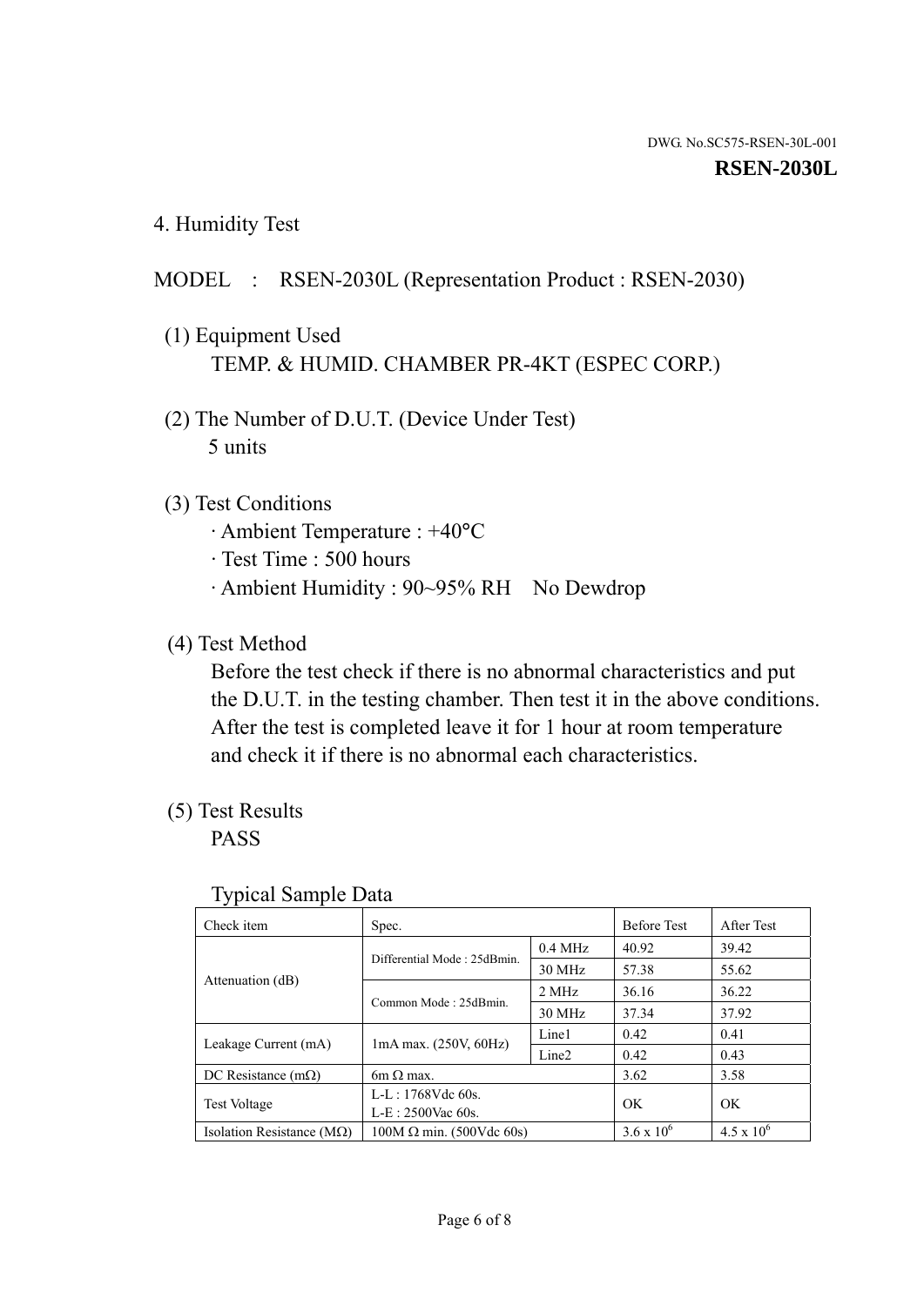## 4. Humidity Test

MODEL : RSEN-2030L (Representation Product : RSEN-2030)

(1) Equipment Used

TEMP. & HUMID. CHAMBER PR-4KT (ESPEC CORP.)

(2) The Number of D.U.T. (Device Under Test)

5 units

(3) Test Conditions

· Ambient Temperature : +40°C

· Test Time : 500 hours

· Ambient Humidity : 90~95% RH No Dewdrop

(4) Test Method

Before the test check if there is no abnormal characteristics and put the D.U.T. in the testing chamber. Then test it in the above conditions. After the test is completed leave it for 1 hour at room temperature and check it if there is no abnormal each characteristics.

(5) Test Results

PASS

Typical Sample Data

| Check item | Spec. | | Before Test | After Test |
|---|---|---|---|---|
| Attenuation (dB) | Differential Mode : 25dBmin. | 0.4 MHz | 40.92 | 39.42 |
| | | 30 MHz | 57.38 | 55.62 |
| | Common Mode : 25dBmin. | 2 MHz | 36.16 | 36.22 |
| | | 30 MHz | 37.34 | 37.92 |
| Leakage Current (mA) | 1mA max. (250V, 60Hz) | Line1 | 0.42 | 0.41 |
| | | Line2 | 0.42 | 0.43 |
| DC Resistance (mΩ) | 6m Ω max. | | 3.62 | 3.58 |
| Test Voltage | L-L : 1768Vdc 60s. L-E : 2500Vac 60s. | | OK | OK |
| Isolation Resistance (MΩ) | 100M Ω min. (500Vdc 60s) | | $3.6 \times 10^6$ | $4.5 \times 10^6$ |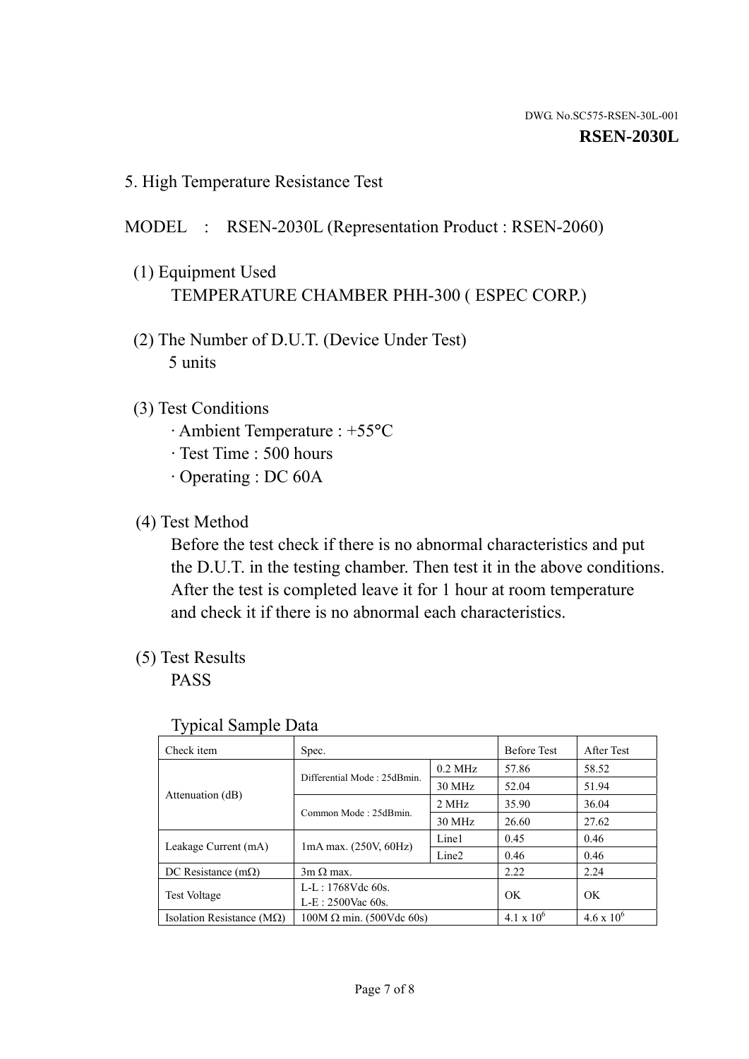DWG. No.SC575-RSEN-30L-001

**RSEN-2030L**

## 5. High Temperature Resistance Test

MODEL : RSEN-2030L (Representation Product : RSEN-2060)

(1) Equipment Used
TEMPERATURE CHAMBER PHH-300 ( ESPEC CORP.)

(2) The Number of D.U.T. (Device Under Test)
5 units

(3) Test Conditions
· Ambient Temperature : +55°C
· Test Time : 500 hours
· Operating : DC 60A

(4) Test Method
Before the test check if there is no abnormal characteristics and put the D.U.T. in the testing chamber. Then test it in the above conditions. After the test is completed leave it for 1 hour at room temperature and check it if there is no abnormal each characteristics.

(5) Test Results
PASS

Typical Sample Data

| Check item | Spec. | | Before Test | After Test |
|---|---|---|---|---|
| Attenuation (dB) | Differential Mode : 25dBmin. | 0.2 MHz | 57.86 | 58.52 |
| | | 30 MHz | 52.04 | 51.94 |
| | Common Mode : 25dBmin. | 2 MHz | 35.90 | 36.04 |
| | | 30 MHz | 26.60 | 27.62 |
| Leakage Current (mA) | 1mA max. (250V, 60Hz) | Line1 | 0.45 | 0.46 |
| | | Line2 | 0.46 | 0.46 |
| DC Resistance (mΩ) | 3m Ω max. | | 2.22 | 2.24 |
| Test Voltage | L-L : 1768Vdc 60s.<br>L-E : 2500Vac 60s. | | OK | OK |
| Isolation Resistance (MΩ) | 100M Ω min. (500Vdc 60s) | | $4.1 \times 10^6$ | $4.6 \times 10^6$ |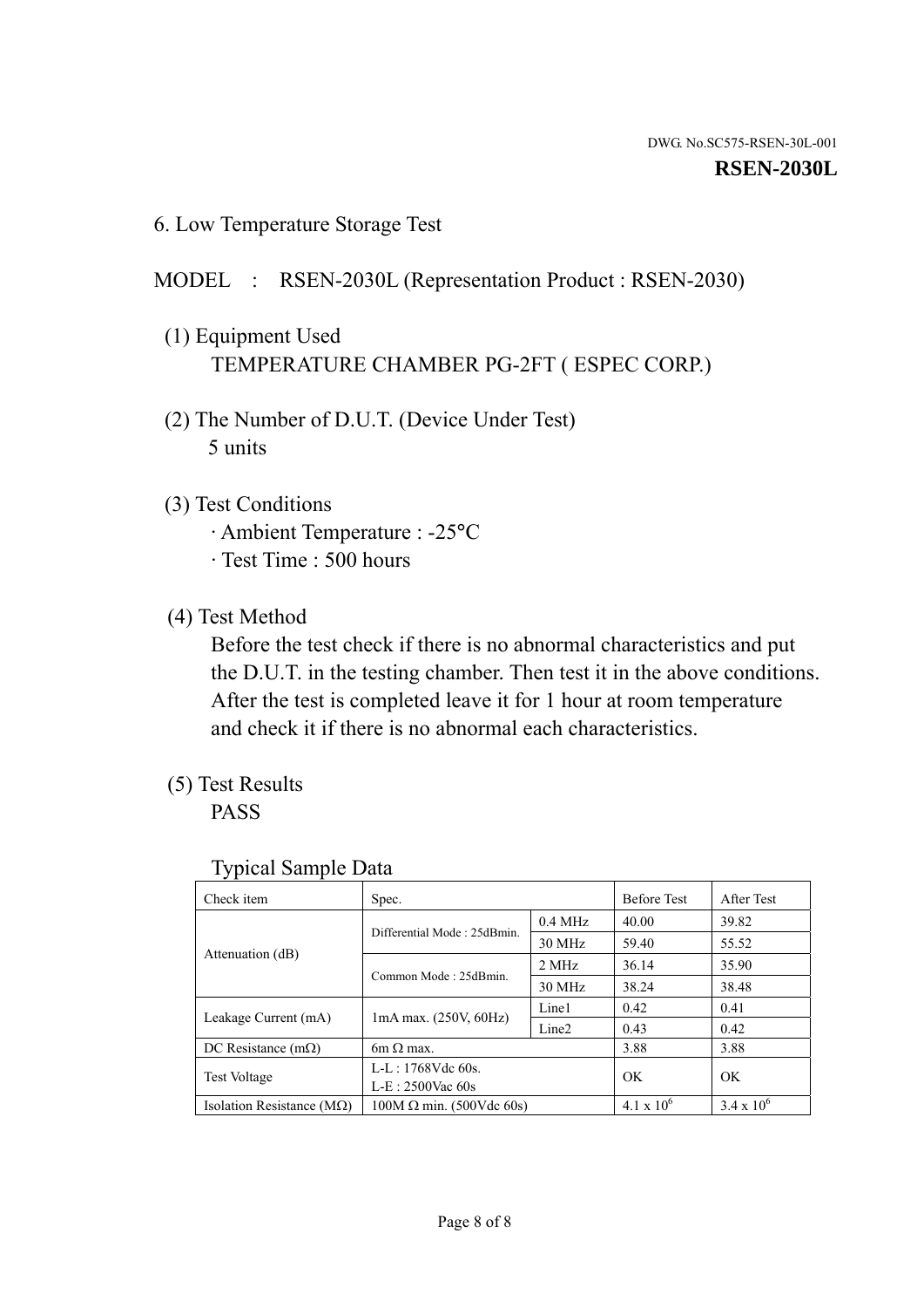DWG. No.SC575-RSEN-30L-001

**RSEN-2030L**

## 6. Low Temperature Storage Test

MODEL : RSEN-2030L (Representation Product : RSEN-2030)

(1) Equipment Used
TEMPERATURE CHAMBER PG-2FT ( ESPEC CORP.)

(2) The Number of D.U.T. (Device Under Test)
5 units

(3) Test Conditions
· Ambient Temperature : -25°C
· Test Time : 500 hours

(4) Test Method
Before the test check if there is no abnormal characteristics and put the D.U.T. in the testing chamber. Then test it in the above conditions. After the test is completed leave it for 1 hour at room temperature and check it if there is no abnormal each characteristics.

(5) Test Results
PASS

Typical Sample Data

| Check item | Spec. | | Before Test | After Test |
|---|---|---|---|---|
| Attenuation (dB) | Differential Mode : 25dBmin. | 0.4 MHz | 40.00 | 39.82 |
| | | 30 MHz | 59.40 | 55.52 |
| | Common Mode : 25dBmin. | 2 MHz | 36.14 | 35.90 |
| | | 30 MHz | 38.24 | 38.48 |
| Leakage Current (mA) | 1mA max. (250V, 60Hz) | Line1 | 0.42 | 0.41 |
| | | Line2 | 0.43 | 0.42 |
| DC Resistance (mΩ) | 6m Ω max. | | 3.88 | 3.88 |
| Test Voltage | L-L : 1768Vdc 60s.<br>L-E : 2500Vac 60s | | OK | OK |
| Isolation Resistance (MΩ) | 100M Ω min. (500Vdc 60s) | | $4.1 \times 10^6$ | $3.4 \times 10^6$ |